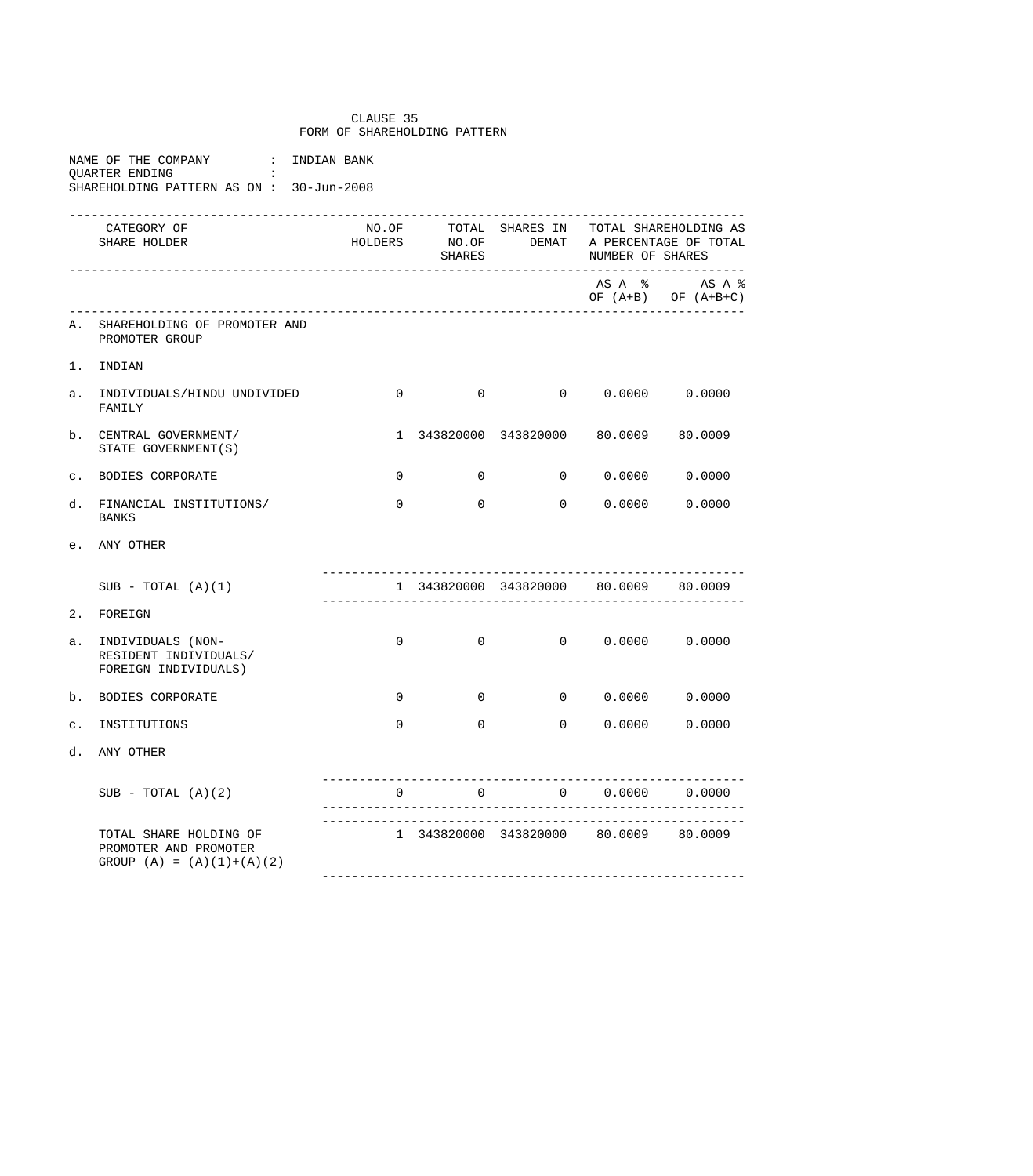CLAUSE 35
FORM OF SHAREHOLDING PATTERN

NAME OF THE COMPANY : INDIAN BANK
QUARTER ENDING :
SHAREHOLDING PATTERN AS ON : 30-Jun-2008

| | CATEGORY OF SHARE HOLDER | NO.OF HOLDERS | TOTAL NO.OF SHARES | SHARES IN DEMAT | TOTAL SHAREHOLDING AS A PERCENTAGE OF TOTAL NUMBER OF SHARES | |
|---|---|---|---|---|---|---|
| | | | | | AS A % OF (A+B) | AS A % OF (A+B+C) |
| A. | SHAREHOLDING OF PROMOTER AND PROMOTER GROUP | | | | | |
| 1. | INDIAN | | | | | |
| a. | INDIVIDUALS/HINDU UNDIVIDED FAMILY | 0 | 0 | 0 | 0.0000 | 0.0000 |
| b. | CENTRAL GOVERNMENT/ STATE GOVERNMENT(S) | 1 | 343820000 | 343820000 | 80.0009 | 80.0009 |
| c. | BODIES CORPORATE | 0 | 0 | 0 | 0.0000 | 0.0000 |
| d. | FINANCIAL INSTITUTIONS/ BANKS | 0 | 0 | 0 | 0.0000 | 0.0000 |
| e. | ANY OTHER | | | | | |
| | SUB - TOTAL (A)(1) | 1 | 343820000 | 343820000 | 80.0009 | 80.0009 |
| 2. | FOREIGN | | | | | |
| a. | INDIVIDUALS (NON-RESIDENT INDIVIDUALS/ FOREIGN INDIVIDUALS) | 0 | 0 | 0 | 0.0000 | 0.0000 |
| b. | BODIES CORPORATE | 0 | 0 | 0 | 0.0000 | 0.0000 |
| c. | INSTITUTIONS | 0 | 0 | 0 | 0.0000 | 0.0000 |
| d. | ANY OTHER | | | | | |
| | SUB - TOTAL (A)(2) | 0 | 0 | 0 | 0.0000 | 0.0000 |
| | TOTAL SHARE HOLDING OF PROMOTER AND PROMOTER GROUP (A) = (A)(1)+(A)(2) | 1 | 343820000 | 343820000 | 80.0009 | 80.0009 |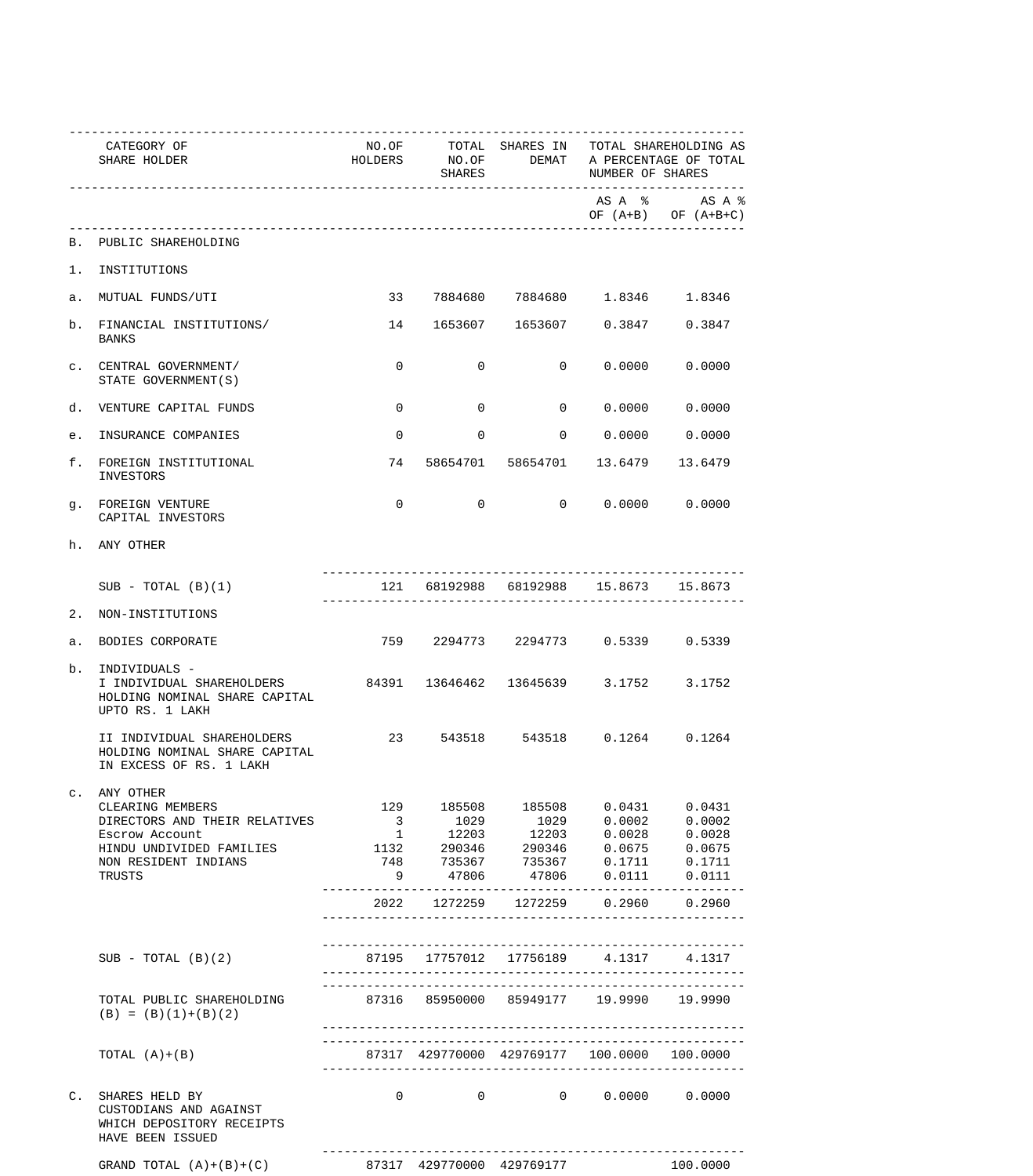| | CATEGORY OF SHARE HOLDER | NO.OF HOLDERS | TOTAL NO.OF SHARES | SHARES IN DEMAT | TOTAL SHAREHOLDING AS A PERCENTAGE OF TOTAL NUMBER OF SHARES | |
|---|---|---|---|---|---|---|
| | | | | | AS A % OF (A+B) | AS A % OF (A+B+C) |
| B. | PUBLIC SHAREHOLDING | | | | | |
| 1. | INSTITUTIONS | | | | | |
| a. | MUTUAL FUNDS/UTI | 33 | 7884680 | 7884680 | 1.8346 | 1.8346 |
| b. | FINANCIAL INSTITUTIONS/ BANKS | 14 | 1653607 | 1653607 | 0.3847 | 0.3847 |
| c. | CENTRAL GOVERNMENT/ STATE GOVERNMENT(S) | 0 | 0 | 0 | 0.0000 | 0.0000 |
| d. | VENTURE CAPITAL FUNDS | 0 | 0 | 0 | 0.0000 | 0.0000 |
| e. | INSURANCE COMPANIES | 0 | 0 | 0 | 0.0000 | 0.0000 |
| f. | FOREIGN INSTITUTIONAL INVESTORS | 74 | 58654701 | 58654701 | 13.6479 | 13.6479 |
| g. | FOREIGN VENTURE CAPITAL INVESTORS | 0 | 0 | 0 | 0.0000 | 0.0000 |
| h. | ANY OTHER | | | | | |
| | SUB - TOTAL (B)(1) | 121 | 68192988 | 68192988 | 15.8673 | 15.8673 |
| 2. | NON-INSTITUTIONS | | | | | |
| a. | BODIES CORPORATE | 759 | 2294773 | 2294773 | 0.5339 | 0.5339 |
| b. | INDIVIDUALS - | | | | | |
| | I INDIVIDUAL SHAREHOLDERS HOLDING NOMINAL SHARE CAPITAL UPTO RS. 1 LAKH | 84391 | 13646462 | 13645639 | 3.1752 | 3.1752 |
| | II INDIVIDUAL SHAREHOLDERS HOLDING NOMINAL SHARE CAPITAL IN EXCESS OF RS. 1 LAKH | 23 | 543518 | 543518 | 0.1264 | 0.1264 |
| c. | ANY OTHER | | | | | |
| | CLEARING MEMBERS | 129 | 185508 | 185508 | 0.0431 | 0.0431 |
| | DIRECTORS AND THEIR RELATIVES | 3 | 1029 | 1029 | 0.0002 | 0.0002 |
| | Escrow Account | 1 | 12203 | 12203 | 0.0028 | 0.0028 |
| | HINDU UNDIVIDED FAMILIES | 1132 | 290346 | 290346 | 0.0675 | 0.0675 |
| | NON RESIDENT INDIANS | 748 | 735367 | 735367 | 0.1711 | 0.1711 |
| | TRUSTS | 9 | 47806 | 47806 | 0.0111 | 0.0111 |
| | | 2022 | 1272259 | 1272259 | 0.2960 | 0.2960 |
| | SUB - TOTAL (B)(2) | 87195 | 17757012 | 17756189 | 4.1317 | 4.1317 |
| | TOTAL PUBLIC SHAREHOLDING (B) = (B)(1)+(B)(2) | 87316 | 85950000 | 85949177 | 19.9990 | 19.9990 |
| | TOTAL (A)+(B) | 87317 | 429770000 | 429769177 | 100.0000 | 100.0000 |
| C. | SHARES HELD BY CUSTODIANS AND AGAINST WHICH DEPOSITORY RECEIPTS HAVE BEEN ISSUED | 0 | 0 | 0 | 0.0000 | 0.0000 |
| | GRAND TOTAL (A)+(B)+(C) | 87317 | 429770000 | 429769177 | | 100.0000 |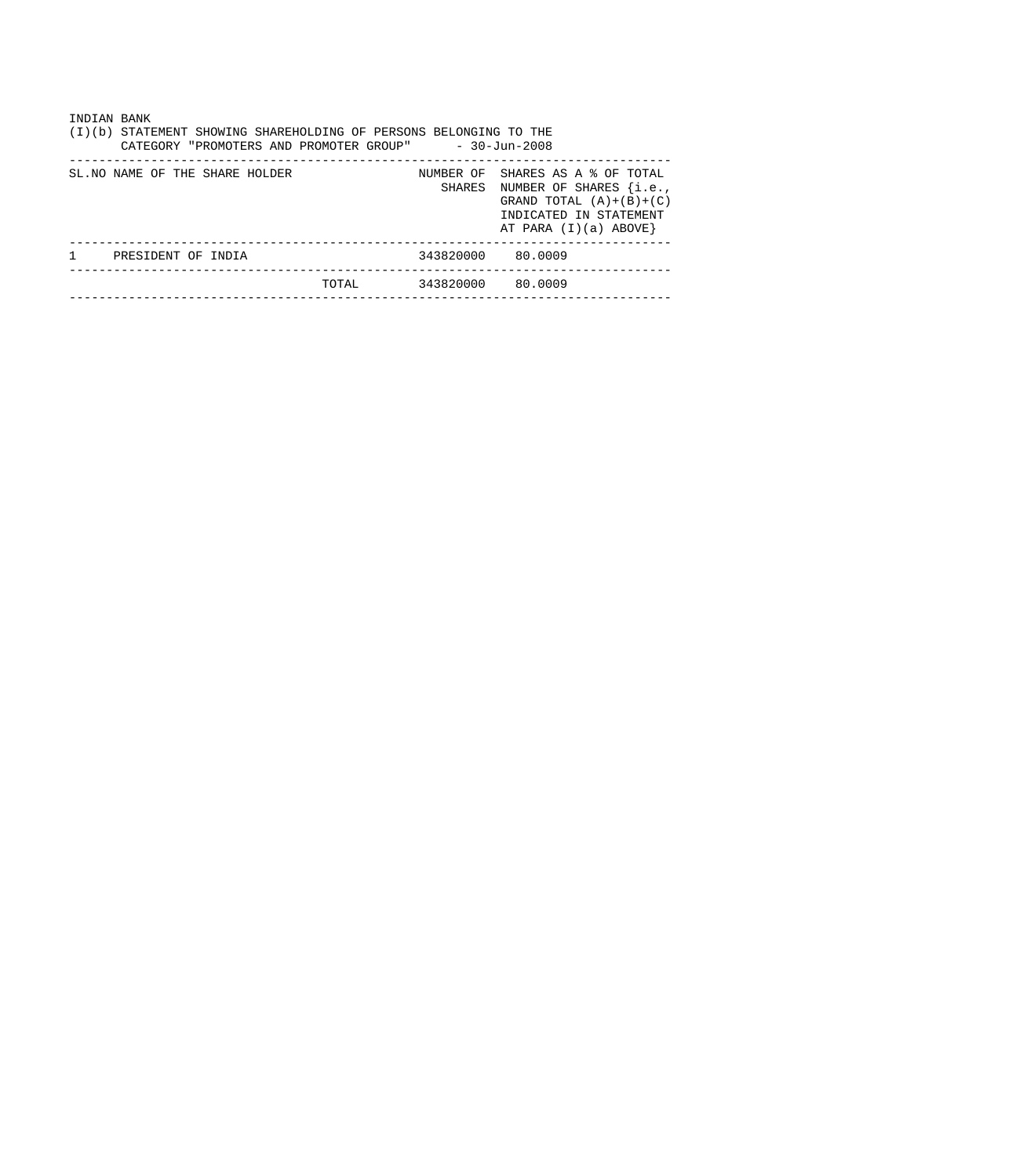INDIAN BANK

(I)(b) STATEMENT SHOWING SHAREHOLDING OF PERSONS BELONGING TO THE CATEGORY "PROMOTERS AND PROMOTER GROUP" - 30-Jun-2008

| SL.NO | NAME OF THE SHARE HOLDER | NUMBER OF SHARES | SHARES AS A % OF TOTAL NUMBER OF SHARES {i.e., GRAND TOTAL (A)+(B)+(C) INDICATED IN STATEMENT AT PARA (I)(a) ABOVE} |
|---|---|---|---|
| 1 | PRESIDENT OF INDIA | 343820000 | 80.0009 |
| | TOTAL | 343820000 | 80.0009 |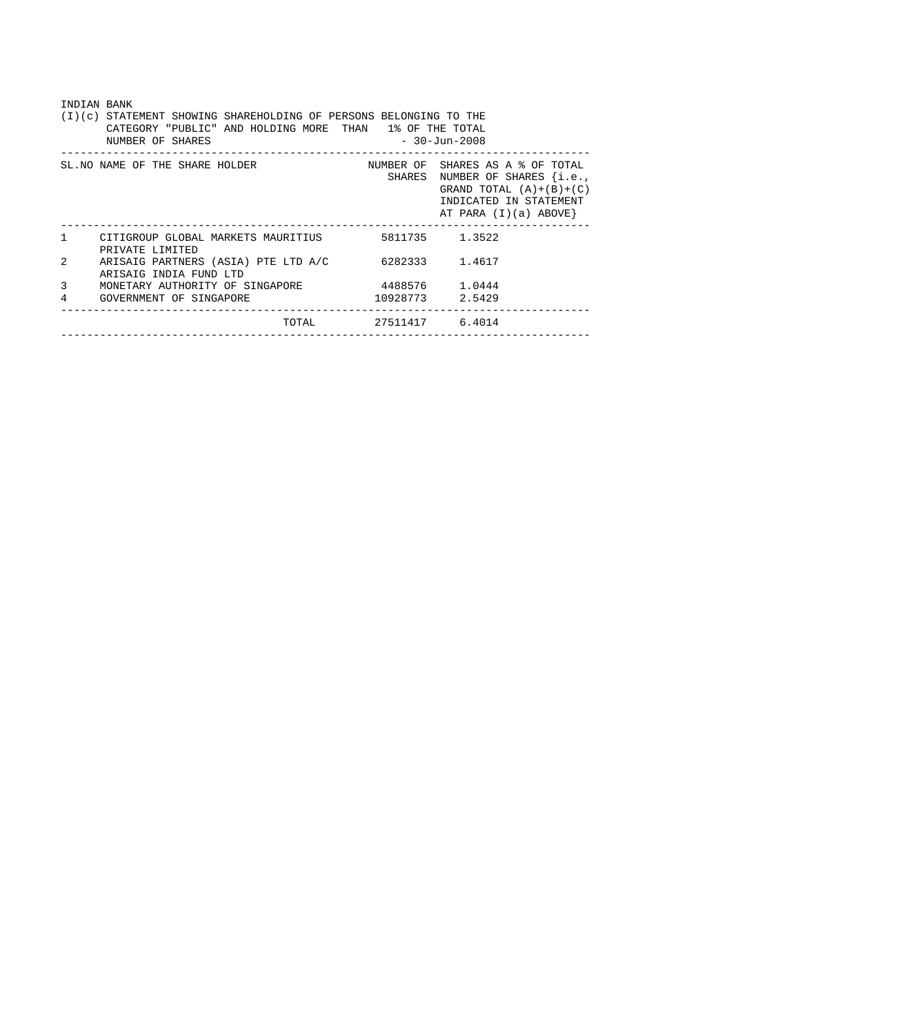INDIAN BANK

(I)(c) STATEMENT SHOWING SHAREHOLDING OF PERSONS BELONGING TO THE CATEGORY "PUBLIC" AND HOLDING MORE THAN 1% OF THE TOTAL NUMBER OF SHARES - 30-Jun-2008

| SL.NO | NAME OF THE SHARE HOLDER | NUMBER OF SHARES | SHARES AS A % OF TOTAL NUMBER OF SHARES {i.e., GRAND TOTAL (A)+(B)+(C) INDICATED IN STATEMENT AT PARA (I)(a) ABOVE} |
|---|---|---|---|
| 1 | CITIGROUP GLOBAL MARKETS MAURITIUS PRIVATE LIMITED | 5811735 | 1.3522 |
| 2 | ARISAIG PARTNERS (ASIA) PTE LTD A/C ARISAIG INDIA FUND LTD | 6282333 | 1.4617 |
| 3 | MONETARY AUTHORITY OF SINGAPORE | 4488576 | 1.0444 |
| 4 | GOVERNMENT OF SINGAPORE | 10928773 | 2.5429 |
| | TOTAL | 27511417 | 6.4014 |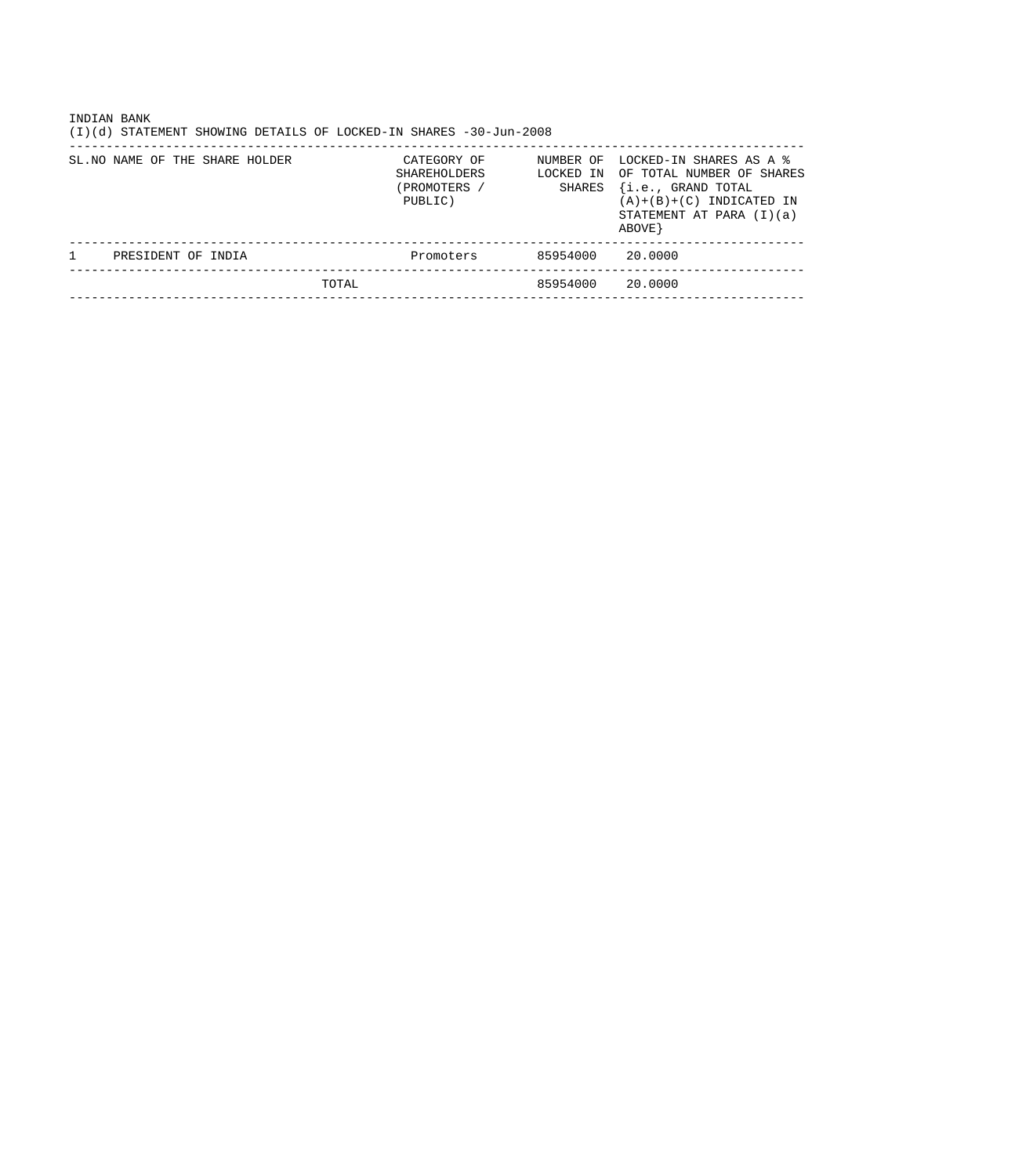INDIAN BANK

(I)(d) STATEMENT SHOWING DETAILS OF LOCKED-IN SHARES -30-Jun-2008

| SL.NO | NAME OF THE SHARE HOLDER | CATEGORY OF SHAREHOLDERS (PROMOTERS / PUBLIC) | NUMBER OF LOCKED IN SHARES | LOCKED-IN SHARES AS A % OF TOTAL NUMBER OF SHARES {i.e., GRAND TOTAL (A)+(B)+(C) INDICATED IN STATEMENT AT PARA (I)(a) ABOVE} |
|---|---|---|---|---|
| 1 | PRESIDENT OF INDIA | Promoters | 85954000 | 20.0000 |
| | TOTAL | | 85954000 | 20.0000 |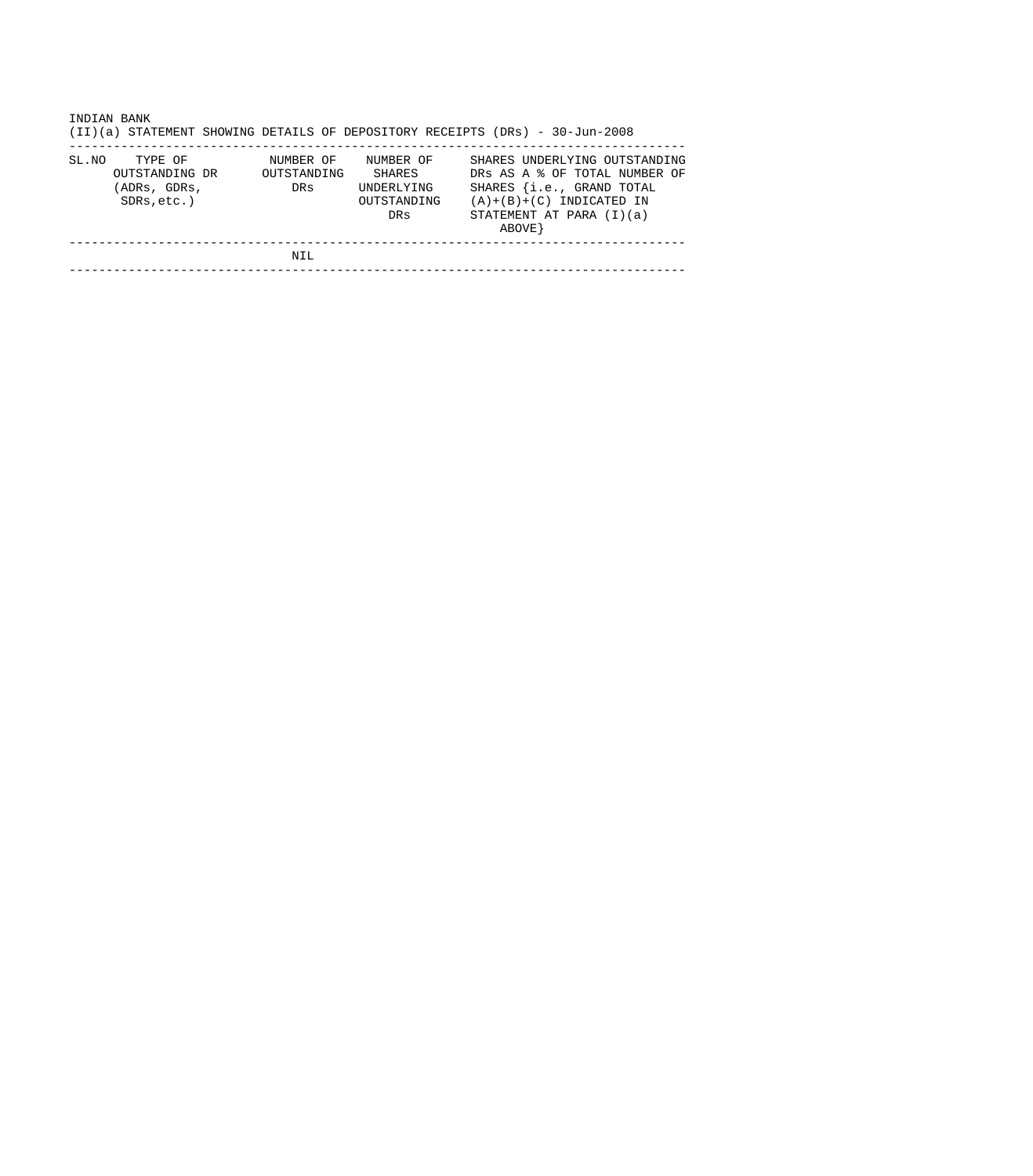INDIAN BANK

(II)(a) STATEMENT SHOWING DETAILS OF DEPOSITORY RECEIPTS (DRs) - 30-Jun-2008

| SL.NO | TYPE OF OUTSTANDING DR (ADRs, GDRs, SDRs,etc.) | NUMBER OF OUTSTANDING DRs | NUMBER OF SHARES UNDERLYING OUTSTANDING DRs | SHARES UNDERLYING OUTSTANDING DRs AS A % OF TOTAL NUMBER OF SHARES {i.e., GRAND TOTAL (A)+(B)+(C) INDICATED IN STATEMENT AT PARA (I)(a) ABOVE} |
|---|---|---|---|---|
| | | NIL | | |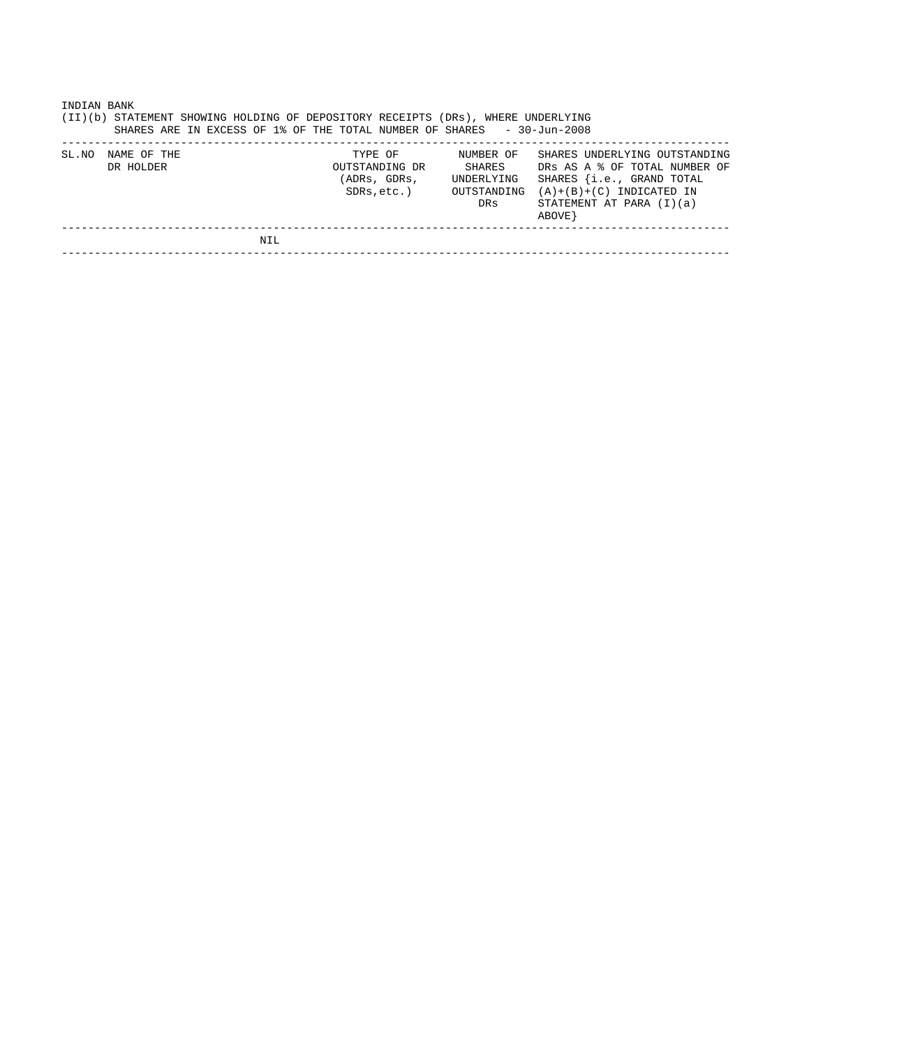INDIAN BANK

(II)(b) STATEMENT SHOWING HOLDING OF DEPOSITORY RECEIPTS (DRs), WHERE UNDERLYING SHARES ARE IN EXCESS OF 1% OF THE TOTAL NUMBER OF SHARES - 30-Jun-2008

| SL.NO | NAME OF THE DR HOLDER | TYPE OF OUTSTANDING DR (ADRs, GDRs, SDRs,etc.) | NUMBER OF SHARES UNDERLYING OUTSTANDING DRs | SHARES UNDERLYING OUTSTANDING DRs AS A % OF TOTAL NUMBER OF SHARES {i.e., GRAND TOTAL (A)+(B)+(C) INDICATED IN STATEMENT AT PARA (I)(a) ABOVE} |
|---|---|---|---|---|
| | NIL | | | |